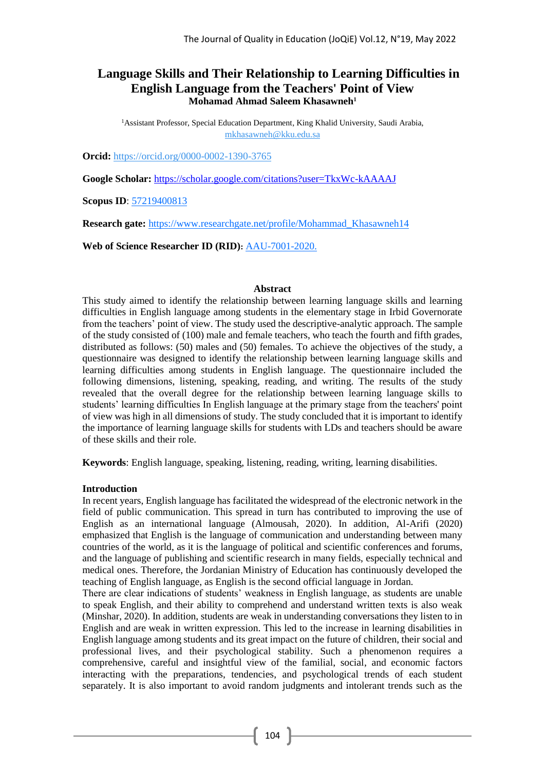# Language Skills and Their Relationship to Learning Difficulties in English Language from the Teachers' Point of View

**Mohamad Ahmad Saleem Khasawneh[1]**

[1]Assistant Professor, Special Education Department, King Khalid University, Saudi Arabia, mkhasawneh@kku.edu.sa

**Orcid:** https://orcid.org/0000-0002-1390-3765

**Google Scholar:** https://scholar.google.com/citations?user=TkxWc-kAAAAJ

**Scopus ID**: 57219400813

**Research gate:** https://www.researchgate.net/profile/Mohammad_Khasawneh14

**Web of Science Researcher ID (RID)**: AAU-7001-2020.

## Abstract

This study aimed to identify the relationship between learning language skills and learning difficulties in English language among students in the elementary stage in Irbid Governorate from the teachers' point of view. The study used the descriptive-analytic approach. The sample of the study consisted of (100) male and female teachers, who teach the fourth and fifth grades, distributed as follows: (50) males and (50) females. To achieve the objectives of the study, a questionnaire was designed to identify the relationship between learning language skills and learning difficulties among students in English language. The questionnaire included the following dimensions, listening, speaking, reading, and writing. The results of the study revealed that the overall degree for the relationship between learning language skills to students' learning difficulties In English language at the primary stage from the teachers' point of view was high in all dimensions of study. The study concluded that it is important to identify the importance of learning language skills for students with LDs and teachers should be aware of these skills and their role.

**Keywords**: English language, speaking, listening, reading, writing, learning disabilities.

## Introduction

In recent years, English language has facilitated the widespread of the electronic network in the field of public communication. This spread in turn has contributed to improving the use of English as an international language (Almousah, 2020). In addition, Al-Arifi (2020) emphasized that English is the language of communication and understanding between many countries of the world, as it is the language of political and scientific conferences and forums, and the language of publishing and scientific research in many fields, especially technical and medical ones. Therefore, the Jordanian Ministry of Education has continuously developed the teaching of English language, as English is the second official language in Jordan.

There are clear indications of students' weakness in English language, as students are unable to speak English, and their ability to comprehend and understand written texts is also weak (Minshar, 2020). In addition, students are weak in understanding conversations they listen to in English and are weak in written expression. This led to the increase in learning disabilities in English language among students and its great impact on the future of children, their social and professional lives, and their psychological stability. Such a phenomenon requires a comprehensive, careful and insightful view of the familial, social, and economic factors interacting with the preparations, tendencies, and psychological trends of each student separately. It is also important to avoid random judgments and intolerant trends such as the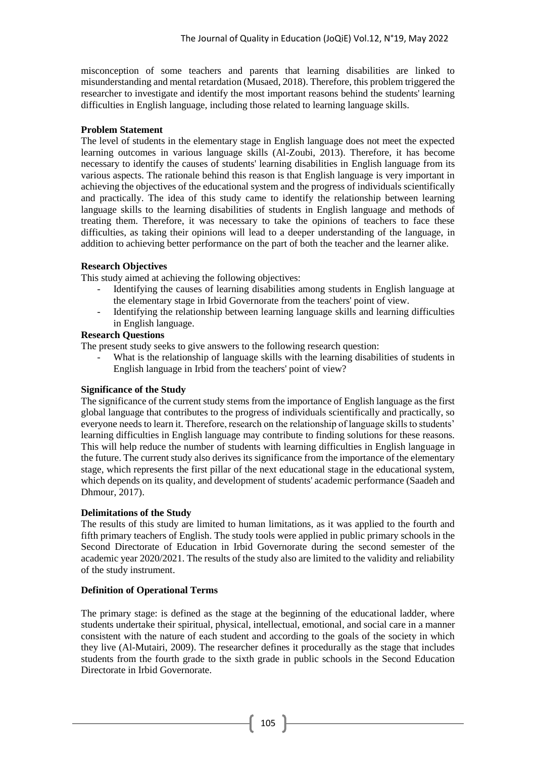misconception of some teachers and parents that learning disabilities are linked to misunderstanding and mental retardation (Musaed, 2018). Therefore, this problem triggered the researcher to investigate and identify the most important reasons behind the students' learning difficulties in English language, including those related to learning language skills.

**Problem Statement**

The level of students in the elementary stage in English language does not meet the expected learning outcomes in various language skills (Al-Zoubi, 2013). Therefore, it has become necessary to identify the causes of students' learning disabilities in English language from its various aspects. The rationale behind this reason is that English language is very important in achieving the objectives of the educational system and the progress of individuals scientifically and practically. The idea of this study came to identify the relationship between learning language skills to the learning disabilities of students in English language and methods of treating them. Therefore, it was necessary to take the opinions of teachers to face these difficulties, as taking their opinions will lead to a deeper understanding of the language, in addition to achieving better performance on the part of both the teacher and the learner alike.

**Research Objectives**

This study aimed at achieving the following objectives:

- Identifying the causes of learning disabilities among students in English language at the elementary stage in Irbid Governorate from the teachers' point of view.
- Identifying the relationship between learning language skills and learning difficulties in English language.

**Research Questions**

The present study seeks to give answers to the following research question:

- What is the relationship of language skills with the learning disabilities of students in English language in Irbid from the teachers' point of view?

**Significance of the Study**

The significance of the current study stems from the importance of English language as the first global language that contributes to the progress of individuals scientifically and practically, so everyone needs to learn it. Therefore, research on the relationship of language skills to students' learning difficulties in English language may contribute to finding solutions for these reasons. This will help reduce the number of students with learning difficulties in English language in the future. The current study also derives its significance from the importance of the elementary stage, which represents the first pillar of the next educational stage in the educational system, which depends on its quality, and development of students' academic performance (Saadeh and Dhmour, 2017).

**Delimitations of the Study**

The results of this study are limited to human limitations, as it was applied to the fourth and fifth primary teachers of English. The study tools were applied in public primary schools in the Second Directorate of Education in Irbid Governorate during the second semester of the academic year 2020/2021. The results of the study also are limited to the validity and reliability of the study instrument.

**Definition of Operational Terms**

The primary stage: is defined as the stage at the beginning of the educational ladder, where students undertake their spiritual, physical, intellectual, emotional, and social care in a manner consistent with the nature of each student and according to the goals of the society in which they live (Al-Mutairi, 2009). The researcher defines it procedurally as the stage that includes students from the fourth grade to the sixth grade in public schools in the Second Education Directorate in Irbid Governorate.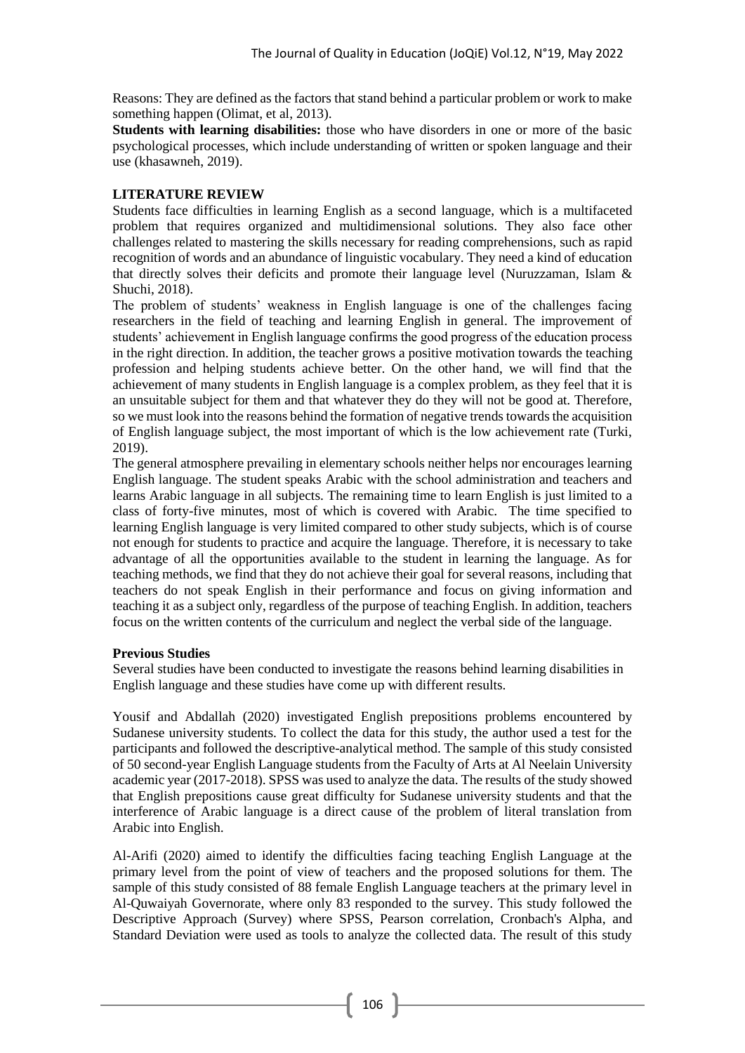Reasons: They are defined as the factors that stand behind a particular problem or work to make something happen (Olimat, et al, 2013).

**Students with learning disabilities:** those who have disorders in one or more of the basic psychological processes, which include understanding of written or spoken language and their use (khasawneh, 2019).

## LITERATURE REVIEW

Students face difficulties in learning English as a second language, which is a multifaceted problem that requires organized and multidimensional solutions. They also face other challenges related to mastering the skills necessary for reading comprehensions, such as rapid recognition of words and an abundance of linguistic vocabulary. They need a kind of education that directly solves their deficits and promote their language level (Nuruzzaman, Islam & Shuchi, 2018).

The problem of students' weakness in English language is one of the challenges facing researchers in the field of teaching and learning English in general. The improvement of students' achievement in English language confirms the good progress of the education process in the right direction. In addition, the teacher grows a positive motivation towards the teaching profession and helping students achieve better. On the other hand, we will find that the achievement of many students in English language is a complex problem, as they feel that it is an unsuitable subject for them and that whatever they do they will not be good at. Therefore, so we must look into the reasons behind the formation of negative trends towards the acquisition of English language subject, the most important of which is the low achievement rate (Turki, 2019).

The general atmosphere prevailing in elementary schools neither helps nor encourages learning English language. The student speaks Arabic with the school administration and teachers and learns Arabic language in all subjects. The remaining time to learn English is just limited to a class of forty-five minutes, most of which is covered with Arabic. The time specified to learning English language is very limited compared to other study subjects, which is of course not enough for students to practice and acquire the language. Therefore, it is necessary to take advantage of all the opportunities available to the student in learning the language. As for teaching methods, we find that they do not achieve their goal for several reasons, including that teachers do not speak English in their performance and focus on giving information and teaching it as a subject only, regardless of the purpose of teaching English. In addition, teachers focus on the written contents of the curriculum and neglect the verbal side of the language.

### Previous Studies

Several studies have been conducted to investigate the reasons behind learning disabilities in English language and these studies have come up with different results.

Yousif and Abdallah (2020) investigated English prepositions problems encountered by Sudanese university students. To collect the data for this study, the author used a test for the participants and followed the descriptive-analytical method. The sample of this study consisted of 50 second-year English Language students from the Faculty of Arts at Al Neelain University academic year (2017-2018). SPSS was used to analyze the data. The results of the study showed that English prepositions cause great difficulty for Sudanese university students and that the interference of Arabic language is a direct cause of the problem of literal translation from Arabic into English.

Al-Arifi (2020) aimed to identify the difficulties facing teaching English Language at the primary level from the point of view of teachers and the proposed solutions for them. The sample of this study consisted of 88 female English Language teachers at the primary level in Al-Quwaiyah Governorate, where only 83 responded to the survey. This study followed the Descriptive Approach (Survey) where SPSS, Pearson correlation, Cronbach's Alpha, and Standard Deviation were used as tools to analyze the collected data. The result of this study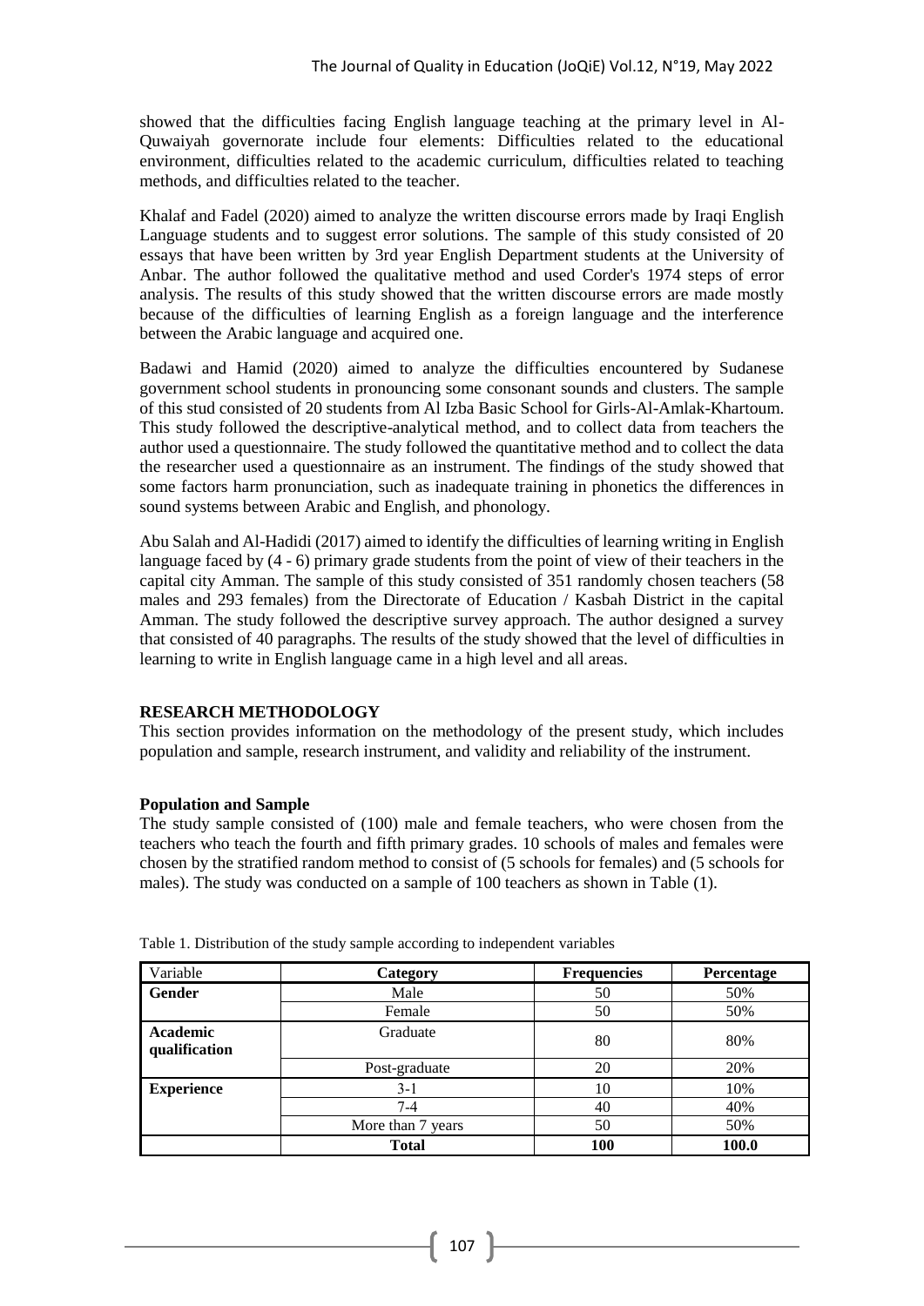showed that the difficulties facing English language teaching at the primary level in Al-Quwaiyah governorate include four elements: Difficulties related to the educational environment, difficulties related to the academic curriculum, difficulties related to teaching methods, and difficulties related to the teacher.

Khalaf and Fadel (2020) aimed to analyze the written discourse errors made by Iraqi English Language students and to suggest error solutions. The sample of this study consisted of 20 essays that have been written by 3rd year English Department students at the University of Anbar. The author followed the qualitative method and used Corder's 1974 steps of error analysis. The results of this study showed that the written discourse errors are made mostly because of the difficulties of learning English as a foreign language and the interference between the Arabic language and acquired one.

Badawi and Hamid (2020) aimed to analyze the difficulties encountered by Sudanese government school students in pronouncing some consonant sounds and clusters. The sample of this stud consisted of 20 students from Al Izba Basic School for Girls-Al-Amlak-Khartoum. This study followed the descriptive-analytical method, and to collect data from teachers the author used a questionnaire. The study followed the quantitative method and to collect the data the researcher used a questionnaire as an instrument. The findings of the study showed that some factors harm pronunciation, such as inadequate training in phonetics the differences in sound systems between Arabic and English, and phonology.

Abu Salah and Al-Hadidi (2017) aimed to identify the difficulties of learning writing in English language faced by (4 - 6) primary grade students from the point of view of their teachers in the capital city Amman. The sample of this study consisted of 351 randomly chosen teachers (58 males and 293 females) from the Directorate of Education / Kasbah District in the capital Amman. The study followed the descriptive survey approach. The author designed a survey that consisted of 40 paragraphs. The results of the study showed that the level of difficulties in learning to write in English language came in a high level and all areas.

## RESEARCH METHODOLOGY

This section provides information on the methodology of the present study, which includes population and sample, research instrument, and validity and reliability of the instrument.

### Population and Sample

The study sample consisted of (100) male and female teachers, who were chosen from the teachers who teach the fourth and fifth primary grades. 10 schools of males and females were chosen by the stratified random method to consist of (5 schools for females) and (5 schools for males). The study was conducted on a sample of 100 teachers as shown in Table (1).

Table 1. Distribution of the study sample according to independent variables

| Variable | Category | Frequencies | Percentage |
|---|---|---|---|
| **Gender** | Male | 50 | 50% |
| | Female | 50 | 50% |
| **Academic qualification** | Graduate | 80 | 80% |
| | Post-graduate | 20 | 20% |
| **Experience** | 3-1 | 10 | 10% |
| | 7-4 | 40 | 40% |
| | More than 7 years | 50 | 50% |
| | **Total** | **100** | **100.0** |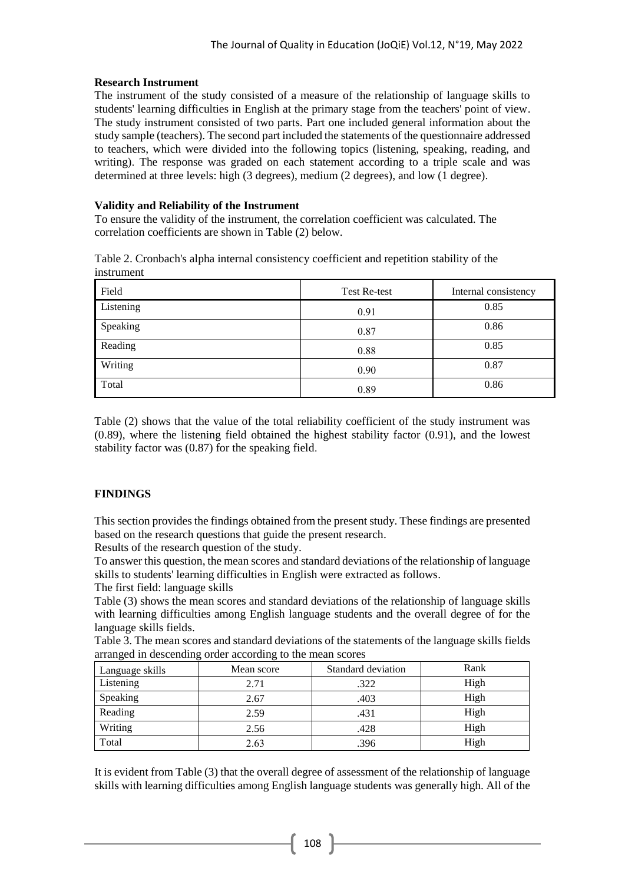**Research Instrument**

The instrument of the study consisted of a measure of the relationship of language skills to students' learning difficulties in English at the primary stage from the teachers' point of view. The study instrument consisted of two parts. Part one included general information about the study sample (teachers). The second part included the statements of the questionnaire addressed to teachers, which were divided into the following topics (listening, speaking, reading, and writing). The response was graded on each statement according to a triple scale and was determined at three levels: high (3 degrees), medium (2 degrees), and low (1 degree).

**Validity and Reliability of the Instrument**

To ensure the validity of the instrument, the correlation coefficient was calculated. The correlation coefficients are shown in Table (2) below.

Table 2. Cronbach's alpha internal consistency coefficient and repetition stability of the instrument

| Field | Test Re-test | Internal consistency |
| --- | --- | --- |
| Listening | 0.91 | 0.85 |
| Speaking | 0.87 | 0.86 |
| Reading | 0.88 | 0.85 |
| Writing | 0.90 | 0.87 |
| Total | 0.89 | 0.86 |

Table (2) shows that the value of the total reliability coefficient of the study instrument was (0.89), where the listening field obtained the highest stability factor (0.91), and the lowest stability factor was (0.87) for the speaking field.

**FINDINGS**

This section provides the findings obtained from the present study. These findings are presented based on the research questions that guide the present research.

Results of the research question of the study.

To answer this question, the mean scores and standard deviations of the relationship of language skills to students' learning difficulties in English were extracted as follows.

The first field: language skills

Table (3) shows the mean scores and standard deviations of the relationship of language skills with learning difficulties among English language students and the overall degree of for the language skills fields.

Table 3. The mean scores and standard deviations of the statements of the language skills fields arranged in descending order according to the mean scores

| Language skills | Mean score | Standard deviation | Rank |
| --- | --- | --- | --- |
| Listening | 2.71 | .322 | High |
| Speaking | 2.67 | .403 | High |
| Reading | 2.59 | .431 | High |
| Writing | 2.56 | .428 | High |
| Total | 2.63 | .396 | High |

It is evident from Table (3) that the overall degree of assessment of the relationship of language skills with learning difficulties among English language students was generally high. All of the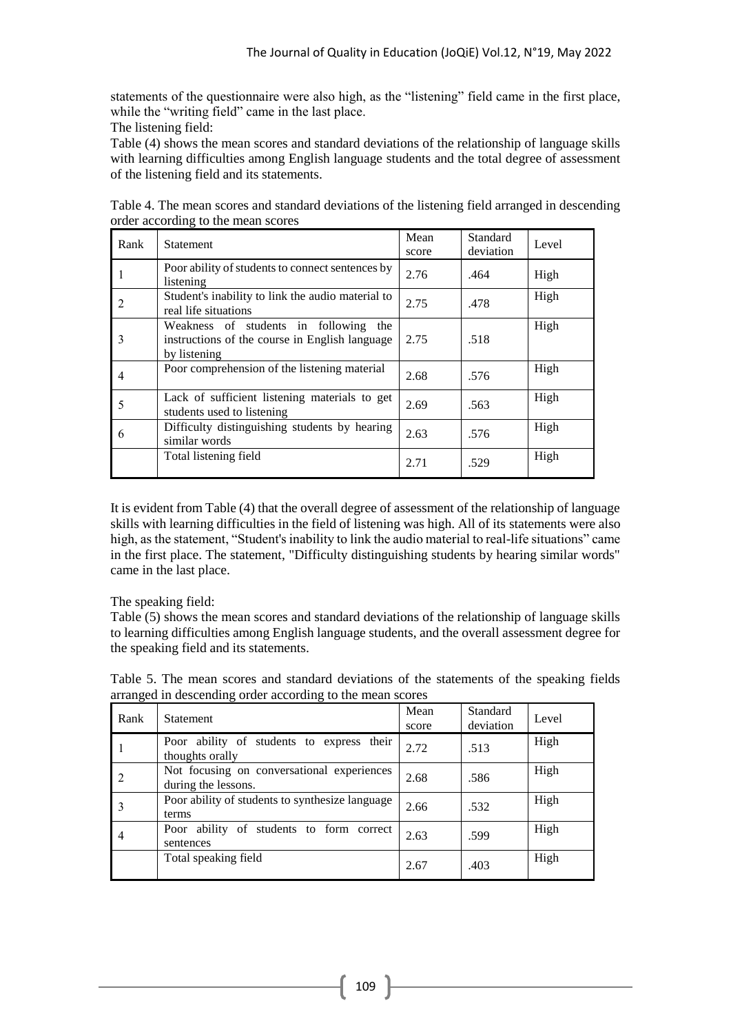statements of the questionnaire were also high, as the "listening" field came in the first place, while the "writing field" came in the last place.

The listening field:

Table (4) shows the mean scores and standard deviations of the relationship of language skills with learning difficulties among English language students and the total degree of assessment of the listening field and its statements.

Table 4. The mean scores and standard deviations of the listening field arranged in descending order according to the mean scores

| Rank | Statement | Mean score | Standard deviation | Level |
|---|---|---|---|---|
| 1 | Poor ability of students to connect sentences by listening | 2.76 | .464 | High |
| 2 | Student's inability to link the audio material to real life situations | 2.75 | .478 | High |
| 3 | Weakness of students in following the instructions of the course in English language by listening | 2.75 | .518 | High |
| 4 | Poor comprehension of the listening material | 2.68 | .576 | High |
| 5 | Lack of sufficient listening materials to get students used to listening | 2.69 | .563 | High |
| 6 | Difficulty distinguishing students by hearing similar words | 2.63 | .576 | High |
| | Total listening field | 2.71 | .529 | High |

It is evident from Table (4) that the overall degree of assessment of the relationship of language skills with learning difficulties in the field of listening was high. All of its statements were also high, as the statement, "Student's inability to link the audio material to real-life situations" came in the first place. The statement, "Difficulty distinguishing students by hearing similar words" came in the last place.

The speaking field:

Table (5) shows the mean scores and standard deviations of the relationship of language skills to learning difficulties among English language students, and the overall assessment degree for the speaking field and its statements.

Table 5. The mean scores and standard deviations of the statements of the speaking fields arranged in descending order according to the mean scores

| Rank | Statement | Mean score | Standard deviation | Level |
|---|---|---|---|---|
| 1 | Poor ability of students to express their thoughts orally | 2.72 | .513 | High |
| 2 | Not focusing on conversational experiences during the lessons. | 2.68 | .586 | High |
| 3 | Poor ability of students to synthesize language terms | 2.66 | .532 | High |
| 4 | Poor ability of students to form correct sentences | 2.63 | .599 | High |
| | Total speaking field | 2.67 | .403 | High |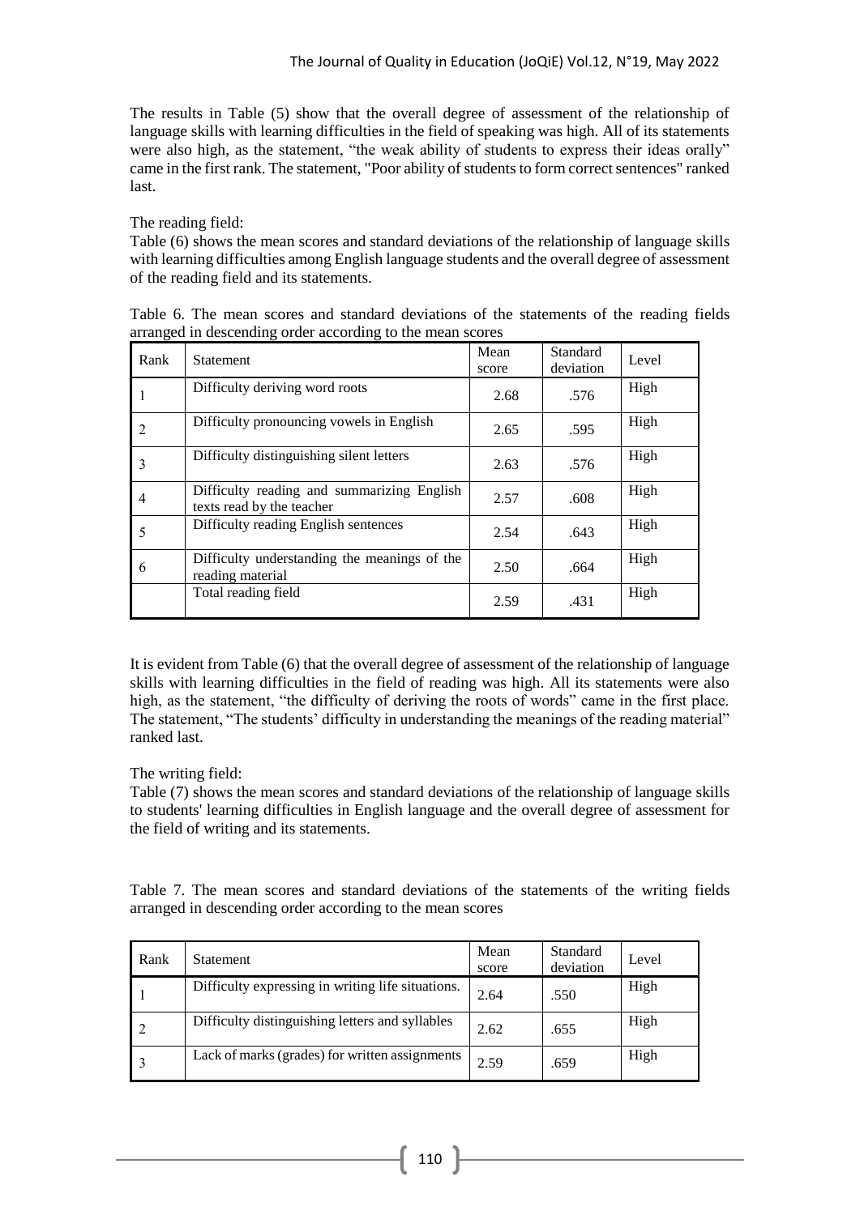The results in Table (5) show that the overall degree of assessment of the relationship of language skills with learning difficulties in the field of speaking was high. All of its statements were also high, as the statement, "the weak ability of students to express their ideas orally" came in the first rank. The statement, "Poor ability of students to form correct sentences" ranked last.

The reading field:

Table (6) shows the mean scores and standard deviations of the relationship of language skills with learning difficulties among English language students and the overall degree of assessment of the reading field and its statements.

Table 6. The mean scores and standard deviations of the statements of the reading fields arranged in descending order according to the mean scores

| Rank | Statement | Mean score | Standard deviation | Level |
|---|---|---|---|---|
| 1 | Difficulty deriving word roots | 2.68 | .576 | High |
| 2 | Difficulty pronouncing vowels in English | 2.65 | .595 | High |
| 3 | Difficulty distinguishing silent letters | 2.63 | .576 | High |
| 4 | Difficulty reading and summarizing English texts read by the teacher | 2.57 | .608 | High |
| 5 | Difficulty reading English sentences | 2.54 | .643 | High |
| 6 | Difficulty understanding the meanings of the reading material | 2.50 | .664 | High |
| | Total reading field | 2.59 | .431 | High |

It is evident from Table (6) that the overall degree of assessment of the relationship of language skills with learning difficulties in the field of reading was high. All its statements were also high, as the statement, "the difficulty of deriving the roots of words" came in the first place. The statement, "The students' difficulty in understanding the meanings of the reading material" ranked last.

The writing field:

Table (7) shows the mean scores and standard deviations of the relationship of language skills to students' learning difficulties in English language and the overall degree of assessment for the field of writing and its statements.

Table 7. The mean scores and standard deviations of the statements of the writing fields arranged in descending order according to the mean scores

| Rank | Statement | Mean score | Standard deviation | Level |
|---|---|---|---|---|
| 1 | Difficulty expressing in writing life situations. | 2.64 | .550 | High |
| 2 | Difficulty distinguishing letters and syllables | 2.62 | .655 | High |
| 3 | Lack of marks (grades) for written assignments | 2.59 | .659 | High |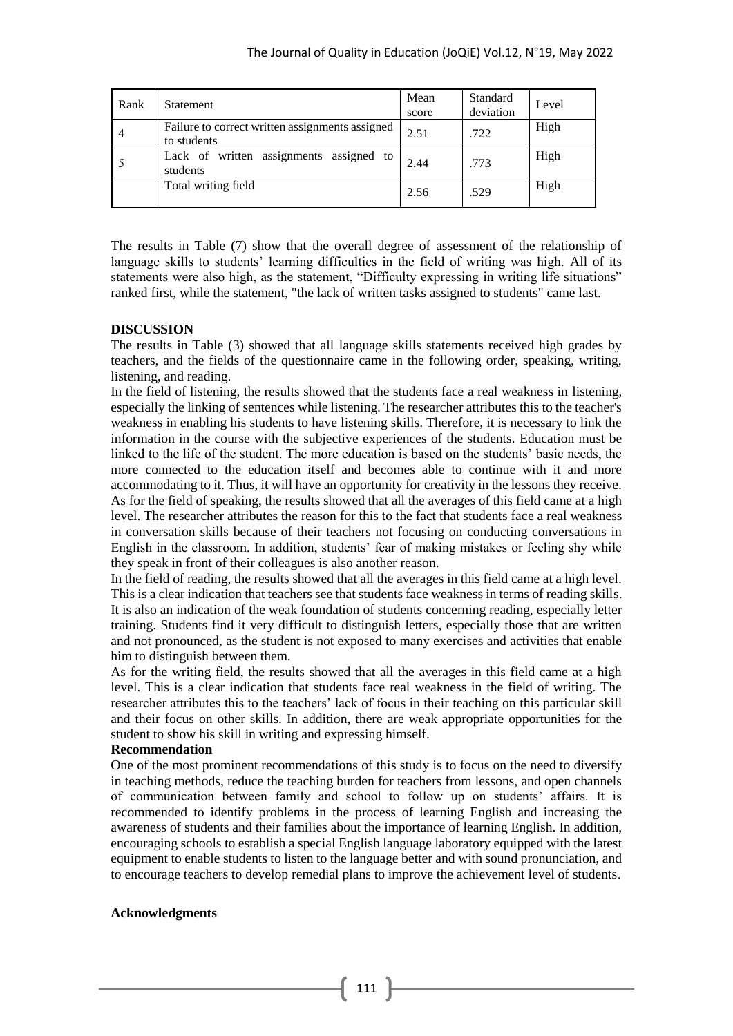| Rank | Statement | Mean score | Standard deviation | Level |
|---|---|---|---|---|
| 4 | Failure to correct written assignments assigned to students | 2.51 | .722 | High |
| 5 | Lack of written assignments assigned to students | 2.44 | .773 | High |
| | Total writing field | 2.56 | .529 | High |

The results in Table (7) show that the overall degree of assessment of the relationship of language skills to students' learning difficulties in the field of writing was high. All of its statements were also high, as the statement, "Difficulty expressing in writing life situations" ranked first, while the statement, "the lack of written tasks assigned to students" came last.

**DISCUSSION**

The results in Table (3) showed that all language skills statements received high grades by teachers, and the fields of the questionnaire came in the following order, speaking, writing, listening, and reading.

In the field of listening, the results showed that the students face a real weakness in listening, especially the linking of sentences while listening. The researcher attributes this to the teacher's weakness in enabling his students to have listening skills. Therefore, it is necessary to link the information in the course with the subjective experiences of the students. Education must be linked to the life of the student. The more education is based on the students' basic needs, the more connected to the education itself and becomes able to continue with it and more accommodating to it. Thus, it will have an opportunity for creativity in the lessons they receive.

As for the field of speaking, the results showed that all the averages of this field came at a high level. The researcher attributes the reason for this to the fact that students face a real weakness in conversation skills because of their teachers not focusing on conducting conversations in English in the classroom. In addition, students' fear of making mistakes or feeling shy while they speak in front of their colleagues is also another reason.

In the field of reading, the results showed that all the averages in this field came at a high level. This is a clear indication that teachers see that students face weakness in terms of reading skills. It is also an indication of the weak foundation of students concerning reading, especially letter training. Students find it very difficult to distinguish letters, especially those that are written and not pronounced, as the student is not exposed to many exercises and activities that enable him to distinguish between them.

As for the writing field, the results showed that all the averages in this field came at a high level. This is a clear indication that students face real weakness in the field of writing. The researcher attributes this to the teachers' lack of focus in their teaching on this particular skill and their focus on other skills. In addition, there are weak appropriate opportunities for the student to show his skill in writing and expressing himself.

**Recommendation**

One of the most prominent recommendations of this study is to focus on the need to diversify in teaching methods, reduce the teaching burden for teachers from lessons, and open channels of communication between family and school to follow up on students' affairs. It is recommended to identify problems in the process of learning English and increasing the awareness of students and their families about the importance of learning English. In addition, encouraging schools to establish a special English language laboratory equipped with the latest equipment to enable students to listen to the language better and with sound pronunciation, and to encourage teachers to develop remedial plans to improve the achievement level of students.

**Acknowledgments**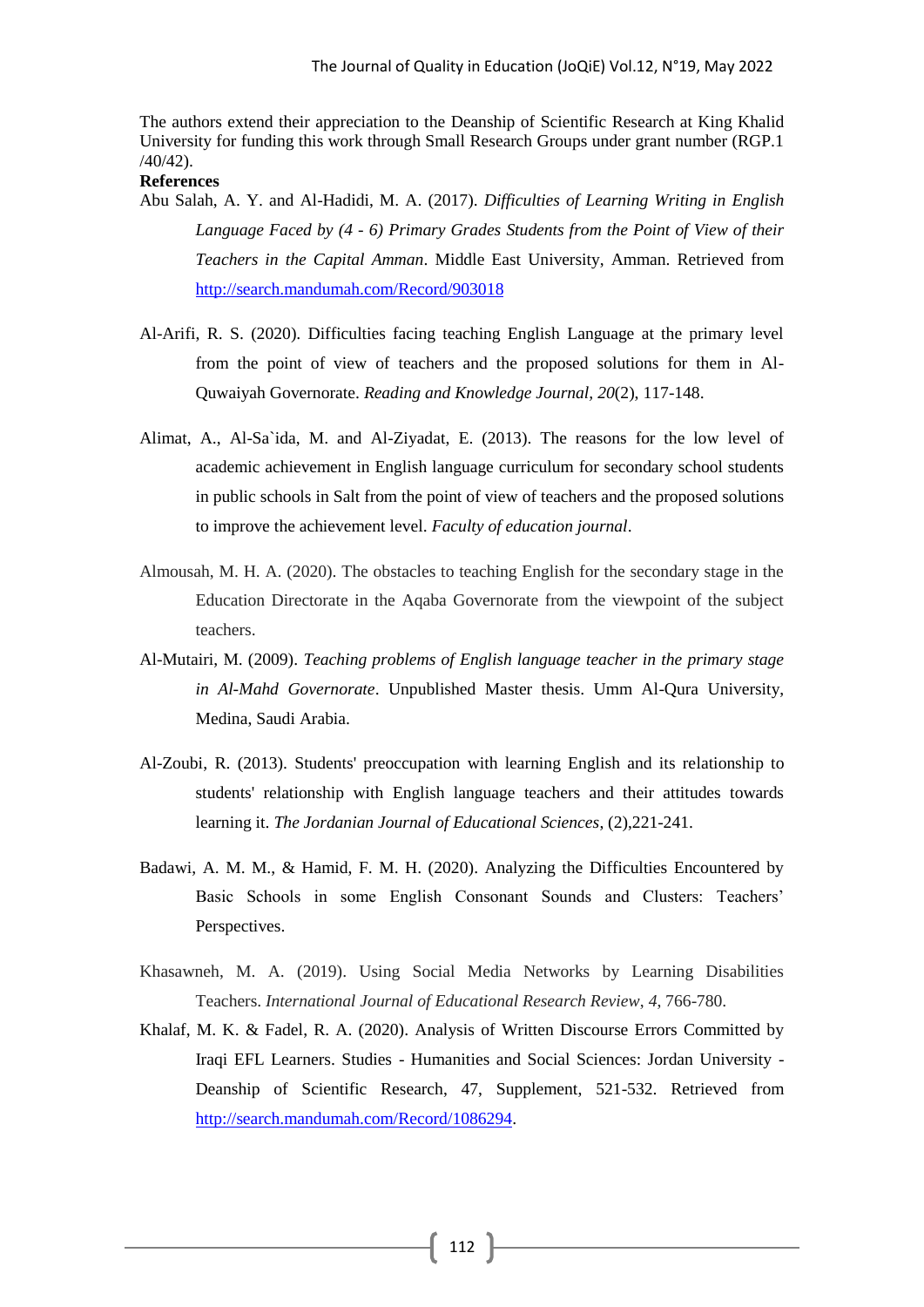The authors extend their appreciation to the Deanship of Scientific Research at King Khalid University for funding this work through Small Research Groups under grant number (RGP.1 /40/42).

**References**

Abu Salah, A. Y. and Al-Hadidi, M. A. (2017). *Difficulties of Learning Writing in English Language Faced by (4 - 6) Primary Grades Students from the Point of View of their Teachers in the Capital Amman*. Middle East University, Amman. Retrieved from http://search.mandumah.com/Record/903018

Al-Arifi, R. S. (2020). Difficulties facing teaching English Language at the primary level from the point of view of teachers and the proposed solutions for them in Al-Quwaiyah Governorate. *Reading and Knowledge Journal, 20*(2), 117-148.

Alimat, A., Al-Sa`ida, M. and Al-Ziyadat, E. (2013). The reasons for the low level of academic achievement in English language curriculum for secondary school students in public schools in Salt from the point of view of teachers and the proposed solutions to improve the achievement level. *Faculty of education journal*.

Almousah, M. H. A. (2020). The obstacles to teaching English for the secondary stage in the Education Directorate in the Aqaba Governorate from the viewpoint of the subject teachers.

Al-Mutairi, M. (2009). *Teaching problems of English language teacher in the primary stage in Al-Mahd Governorate*. Unpublished Master thesis. Umm Al-Qura University, Medina, Saudi Arabia.

Al-Zoubi, R. (2013). Students' preoccupation with learning English and its relationship to students' relationship with English language teachers and their attitudes towards learning it. *The Jordanian Journal of Educational Sciences*, (2),221-241.

Badawi, A. M. M., & Hamid, F. M. H. (2020). Analyzing the Difficulties Encountered by Basic Schools in some English Consonant Sounds and Clusters: Teachers' Perspectives.

Khasawneh, M. A. (2019). Using Social Media Networks by Learning Disabilities Teachers. *International Journal of Educational Research Review*, *4*, 766-780.

Khalaf, M. K. & Fadel, R. A. (2020). Analysis of Written Discourse Errors Committed by Iraqi EFL Learners. Studies - Humanities and Social Sciences: Jordan University - Deanship of Scientific Research, 47, Supplement, 521-532. Retrieved from http://search.mandumah.com/Record/1086294.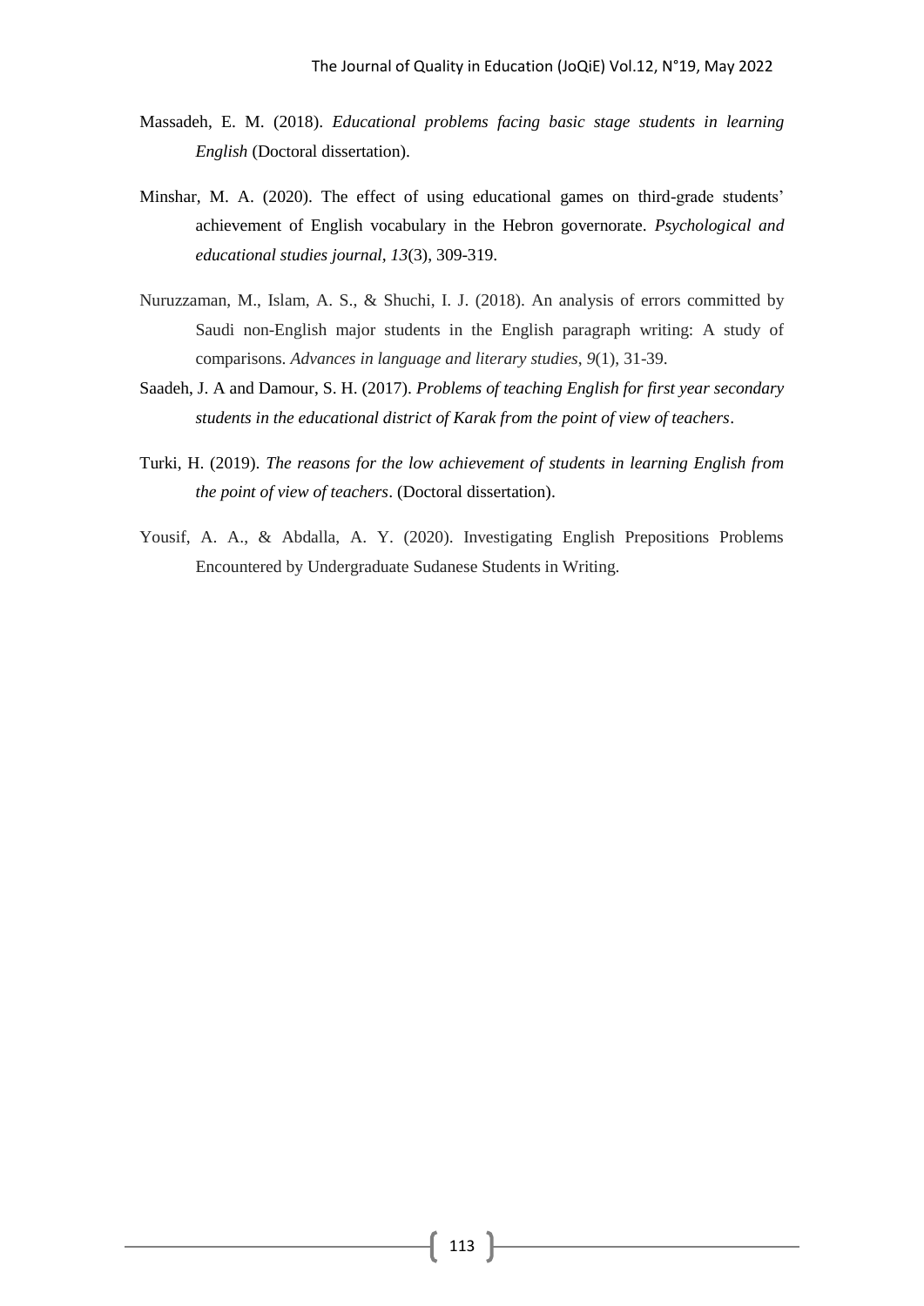Massadeh, E. M. (2018). *Educational problems facing basic stage students in learning English* (Doctoral dissertation).

Minshar, M. A. (2020). The effect of using educational games on third-grade students' achievement of English vocabulary in the Hebron governorate. *Psychological and educational studies journal*, *13*(3), 309-319.

Nuruzzaman, M., Islam, A. S., & Shuchi, I. J. (2018). An analysis of errors committed by Saudi non-English major students in the English paragraph writing: A study of comparisons. *Advances in language and literary studies*, *9*(1), 31-39.

Saadeh, J. A and Damour, S. H. (2017). *Problems of teaching English for first year secondary students in the educational district of Karak from the point of view of teachers*.

Turki, H. (2019). *The reasons for the low achievement of students in learning English from the point of view of teachers*. (Doctoral dissertation).

Yousif, A. A., & Abdalla, A. Y. (2020). Investigating English Prepositions Problems Encountered by Undergraduate Sudanese Students in Writing.